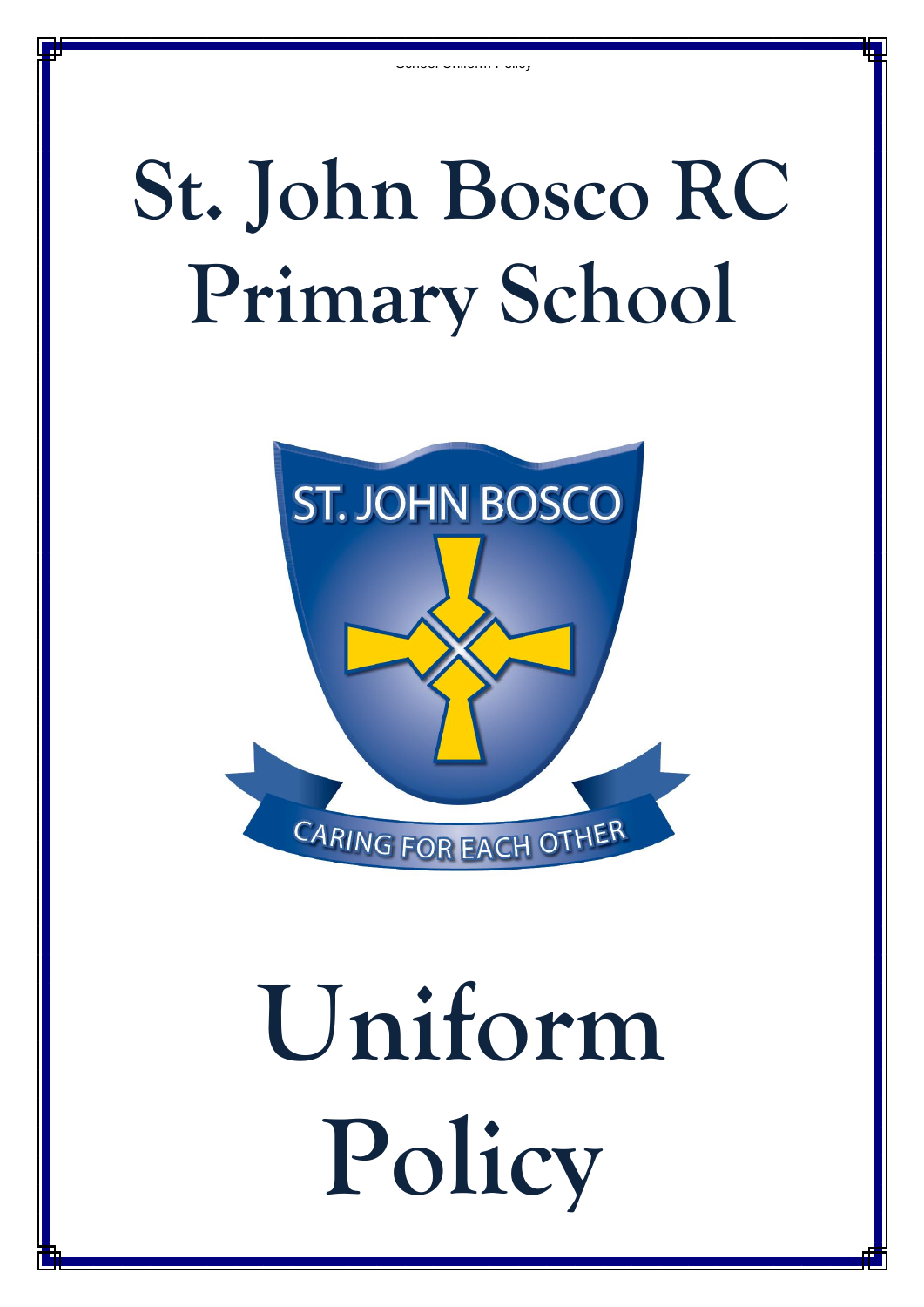# St. John Bosco RC Primary School

ST. JOHN BOSCO

CARING FOR EACH OTHER

# Uniform Policy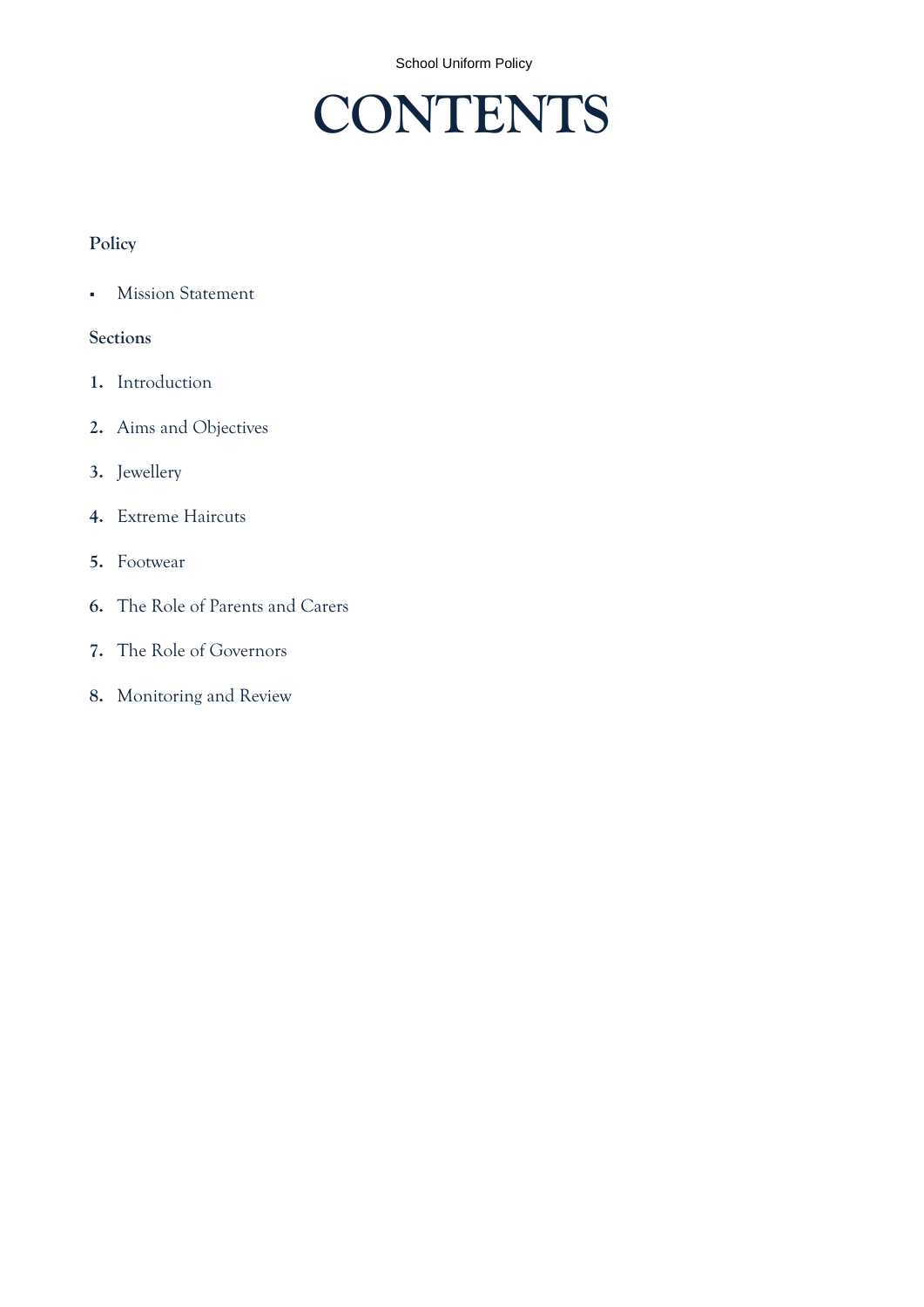# CONTENTS

**Policy**

- Mission Statement

**Sections**

1. Introduction
2. Aims and Objectives
3. Jewellery
4. Extreme Haircuts
5. Footwear
6. The Role of Parents and Carers
7. The Role of Governors
8. Monitoring and Review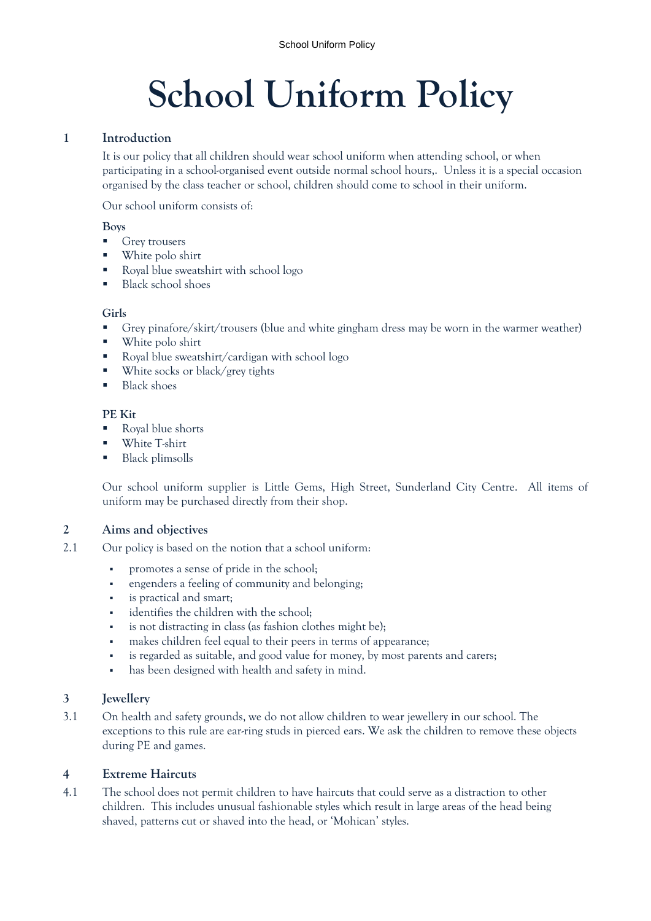# School Uniform Policy

## 1 Introduction

It is our policy that all children should wear school uniform when attending school, or when participating in a school-organised event outside normal school hours,. Unless it is a special occasion organised by the class teacher or school, children should come to school in their uniform.

Our school uniform consists of:

**Boys**

- Grey trousers
- White polo shirt
- Royal blue sweatshirt with school logo
- Black school shoes

**Girls**

- Grey pinafore/skirt/trousers (blue and white gingham dress may be worn in the warmer weather)
- White polo shirt
- Royal blue sweatshirt/cardigan with school logo
- White socks or black/grey tights
- Black shoes

**PE Kit**

- Royal blue shorts
- White T-shirt
- Black plimsolls

Our school uniform supplier is Little Gems, High Street, Sunderland City Centre. All items of uniform may be purchased directly from their shop.

## 2 Aims and objectives

2.1 Our policy is based on the notion that a school uniform:

- promotes a sense of pride in the school;
- engenders a feeling of community and belonging;
- is practical and smart;
- identifies the children with the school;
- is not distracting in class (as fashion clothes might be);
- makes children feel equal to their peers in terms of appearance;
- is regarded as suitable, and good value for money, by most parents and carers;
- has been designed with health and safety in mind.

## 3 Jewellery

3.1 On health and safety grounds, we do not allow children to wear jewellery in our school. The exceptions to this rule are ear-ring studs in pierced ears. We ask the children to remove these objects during PE and games.

## 4 Extreme Haircuts

4.1 The school does not permit children to have haircuts that could serve as a distraction to other children. This includes unusual fashionable styles which result in large areas of the head being shaved, patterns cut or shaved into the head, or 'Mohican' styles.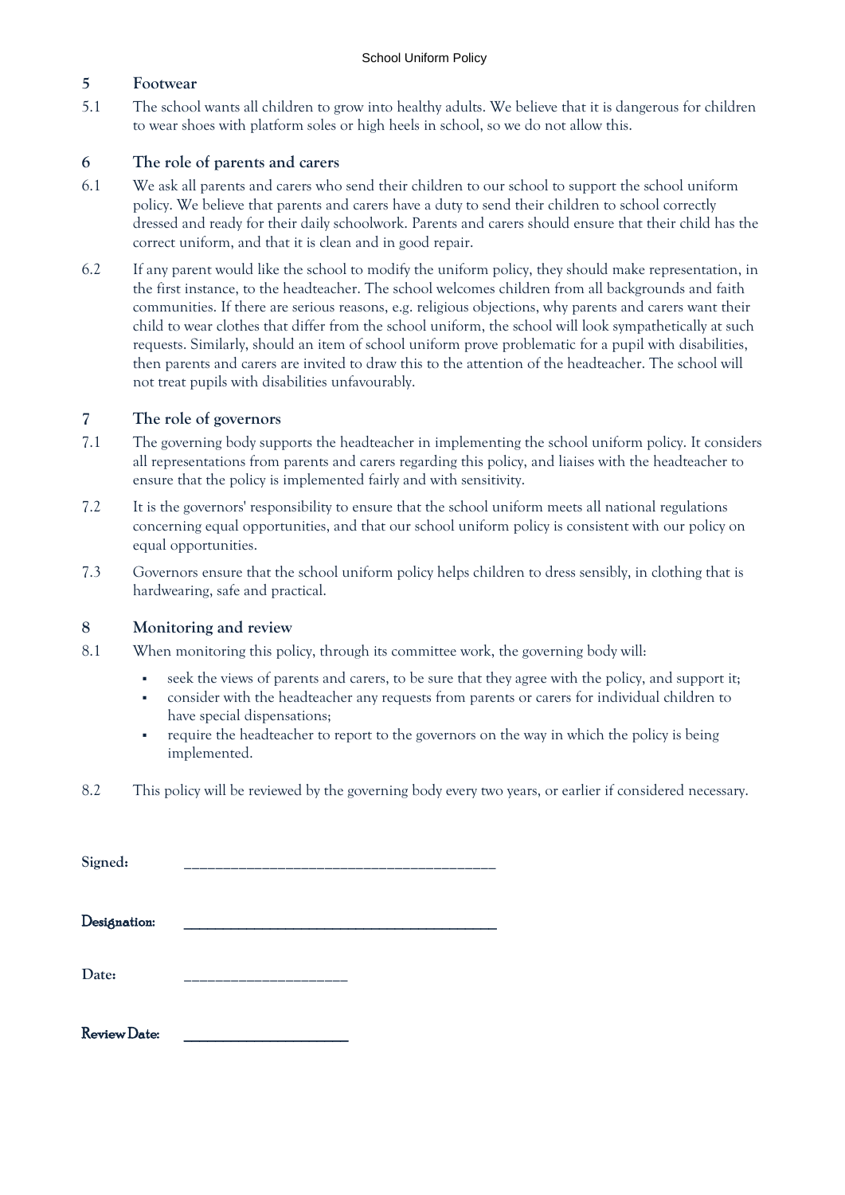## 5 Footwear

5.1 The school wants all children to grow into healthy adults. We believe that it is dangerous for children to wear shoes with platform soles or high heels in school, so we do not allow this.

## 6 The role of parents and carers

6.1 We ask all parents and carers who send their children to our school to support the school uniform policy. We believe that parents and carers have a duty to send their children to school correctly dressed and ready for their daily schoolwork. Parents and carers should ensure that their child has the correct uniform, and that it is clean and in good repair.

6.2 If any parent would like the school to modify the uniform policy, they should make representation, in the first instance, to the headteacher. The school welcomes children from all backgrounds and faith communities. If there are serious reasons, e.g. religious objections, why parents and carers want their child to wear clothes that differ from the school uniform, the school will look sympathetically at such requests. Similarly, should an item of school uniform prove problematic for a pupil with disabilities, then parents and carers are invited to draw this to the attention of the headteacher. The school will not treat pupils with disabilities unfavourably.

## 7 The role of governors

7.1 The governing body supports the headteacher in implementing the school uniform policy. It considers all representations from parents and carers regarding this policy, and liaises with the headteacher to ensure that the policy is implemented fairly and with sensitivity.

7.2 It is the governors' responsibility to ensure that the school uniform meets all national regulations concerning equal opportunities, and that our school uniform policy is consistent with our policy on equal opportunities.

7.3 Governors ensure that the school uniform policy helps children to dress sensibly, in clothing that is hardwearing, safe and practical.

## 8 Monitoring and review

8.1 When monitoring this policy, through its committee work, the governing body will:

- seek the views of parents and carers, to be sure that they agree with the policy, and support it;
- consider with the headteacher any requests from parents or carers for individual children to have special dispensations;
- require the headteacher to report to the governors on the way in which the policy is being implemented.

8.2 This policy will be reviewed by the governing body every two years, or earlier if considered necessary.

**Signed:** ________________________________________

**Designation:** ________________________________________

**Date:** ____________________

**Review Date:** ____________________